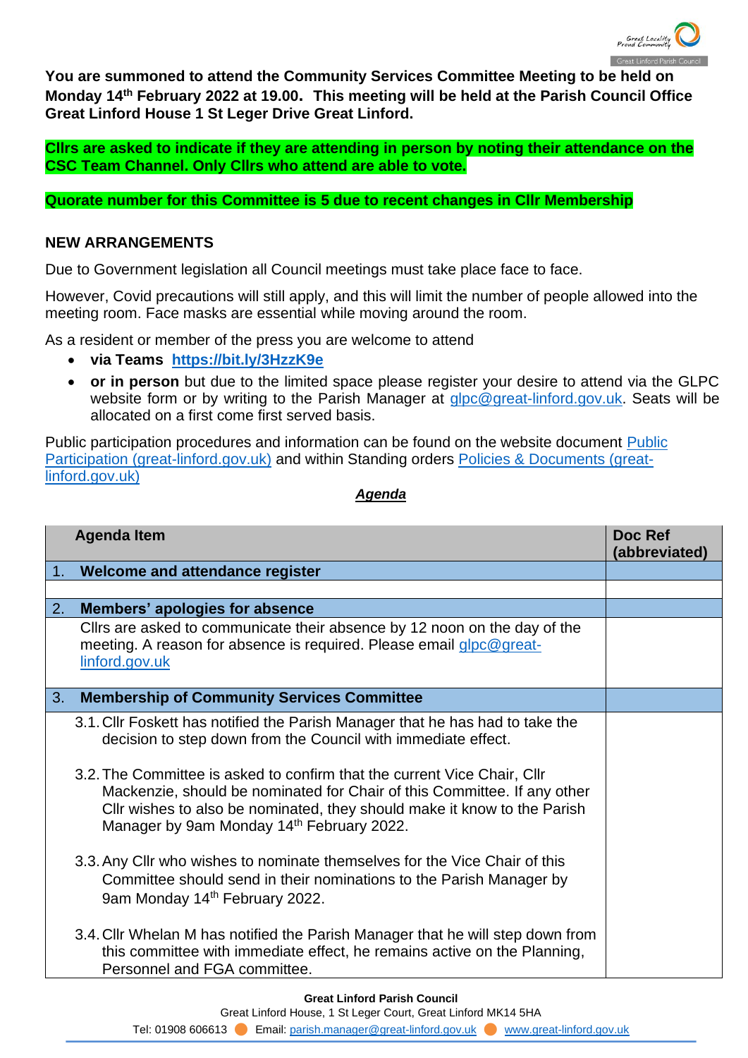**You are summoned to attend the Community Services Committee Meeting to be held on Monday 14th February 2022 at 19.00. This meeting will be held at the Parish Council Office Great Linford House 1 St Leger Drive Great Linford.**

**Cllrs are asked to indicate if they are attending in person by noting their attendance on the CSC Team Channel. Only Cllrs who attend are able to vote.**

**Quorate number for this Committee is 5 due to recent changes in Cllr Membership**

## NEW ARRANGEMENTS

Due to Government legislation all Council meetings must take place face to face.

However, Covid precautions will still apply, and this will limit the number of people allowed into the meeting room. Face masks are essential while moving around the room.

As a resident or member of the press you are welcome to attend

- **via Teams** **https://bit.ly/3HzzK9e**
- **or in person** but due to the limited space please register your desire to attend via the GLPC website form or by writing to the Parish Manager at glpc@great-linford.gov.uk. Seats will be allocated on a first come first served basis.

Public participation procedures and information can be found on the website document Public Participation (great-linford.gov.uk) and within Standing orders Policies & Documents (great-linford.gov.uk)

***Agenda***

| Agenda Item | Doc Ref (abbreviated) |
|---|---|
| **1. Welcome and attendance register** | |
| | |
| **2. Members' apologies for absence** | |
| Cllrs are asked to communicate their absence by 12 noon on the day of the meeting. A reason for absence is required. Please email glpc@great-linford.gov.uk | |
| **3. Membership of Community Services Committee** | |
| 3.1. Cllr Foskett has notified the Parish Manager that he has had to take the decision to step down from the Council with immediate effect.<br><br>3.2. The Committee is asked to confirm that the current Vice Chair, Cllr Mackenzie, should be nominated for Chair of this Committee. If any other Cllr wishes to also be nominated, they should make it know to the Parish Manager by 9am Monday 14th February 2022.<br><br>3.3. Any Cllr who wishes to nominate themselves for the Vice Chair of this Committee should send in their nominations to the Parish Manager by 9am Monday 14th February 2022.<br><br>3.4. Cllr Whelan M has notified the Parish Manager that he will step down from this committee with immediate effect, he remains active on the Planning, Personnel and FGA committee. | |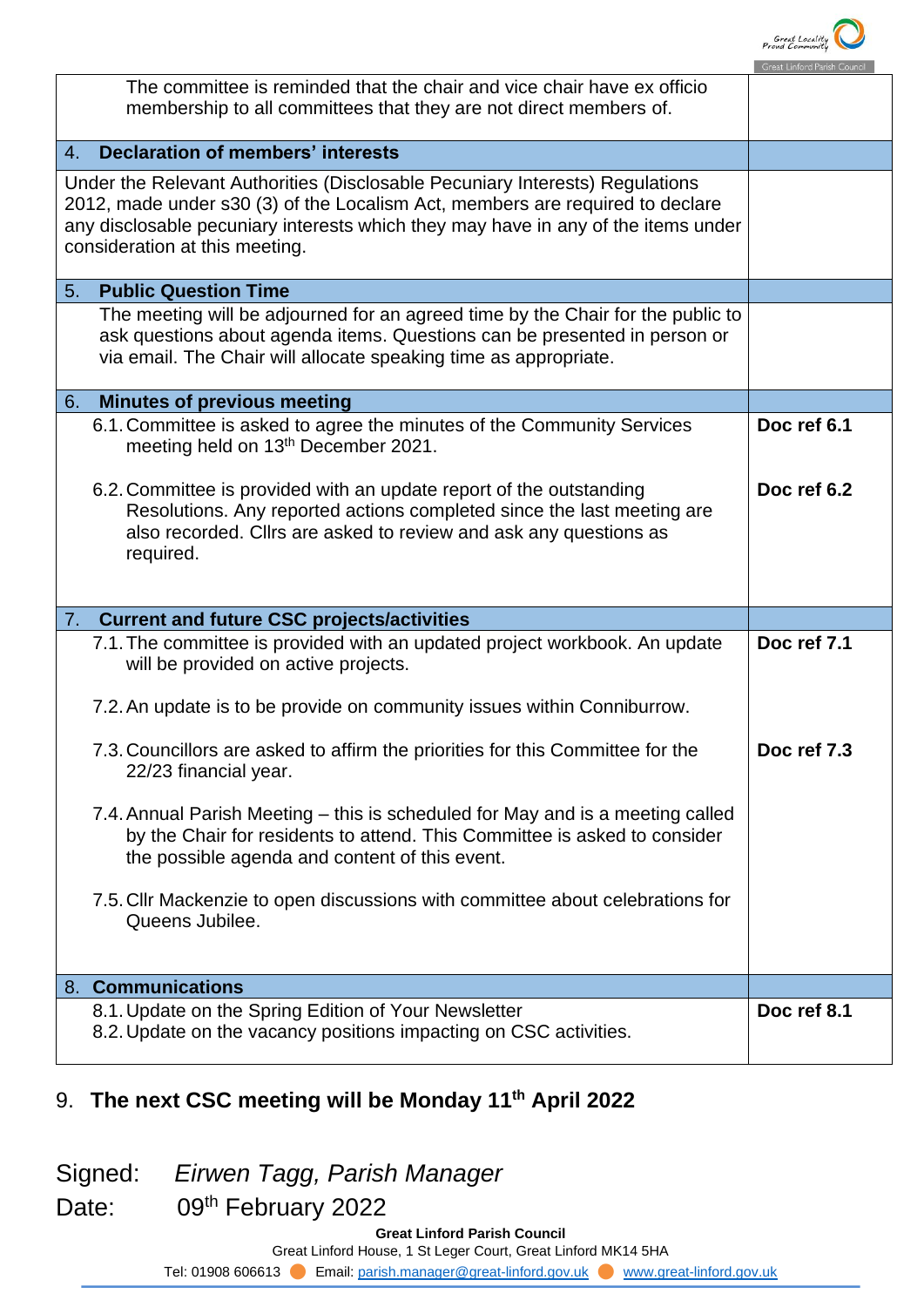| | |
|---|---|
| The committee is reminded that the chair and vice chair have ex officio membership to all committees that they are not direct members of. | |
| **4. Declaration of members' interests** | |
| Under the Relevant Authorities (Disclosable Pecuniary Interests) Regulations 2012, made under s30 (3) of the Localism Act, members are required to declare any disclosable pecuniary interests which they may have in any of the items under consideration at this meeting. | |
| **5. Public Question Time** | |
| The meeting will be adjourned for an agreed time by the Chair for the public to ask questions about agenda items. Questions can be presented in person or via email. The Chair will allocate speaking time as appropriate. | |
| **6. Minutes of previous meeting** | |
| 6.1. Committee is asked to agree the minutes of the Community Services meeting held on 13th December 2021. | **Doc ref 6.1** |
| 6.2. Committee is provided with an update report of the outstanding Resolutions. Any reported actions completed since the last meeting are also recorded. Cllrs are asked to review and ask any questions as required. | **Doc ref 6.2** |
| **7. Current and future CSC projects/activities** | |
| 7.1. The committee is provided with an updated project workbook. An update will be provided on active projects. | **Doc ref 7.1** |
| 7.2. An update is to be provide on community issues within Conniburrow. | |
| 7.3. Councillors are asked to affirm the priorities for this Committee for the 22/23 financial year. | **Doc ref 7.3** |
| 7.4. Annual Parish Meeting – this is scheduled for May and is a meeting called by the Chair for residents to attend. This Committee is asked to consider the possible agenda and content of this event. | |
| 7.5. Cllr Mackenzie to open discussions with committee about celebrations for Queens Jubilee. | |
| **8. Communications** | |
| 8.1. Update on the Spring Edition of Your Newsletter<br>8.2. Update on the vacancy positions impacting on CSC activities. | **Doc ref 8.1** |

9. **The next CSC meeting will be Monday 11th April 2022**

Signed: *Eirwen Tagg, Parish Manager*

Date: 09th February 2022

**Great Linford Parish Council**
Great Linford House, 1 St Leger Court, Great Linford MK14 5HA
Tel: 01908 606613 Email: parish.manager@great-linford.gov.uk www.great-linford.gov.uk